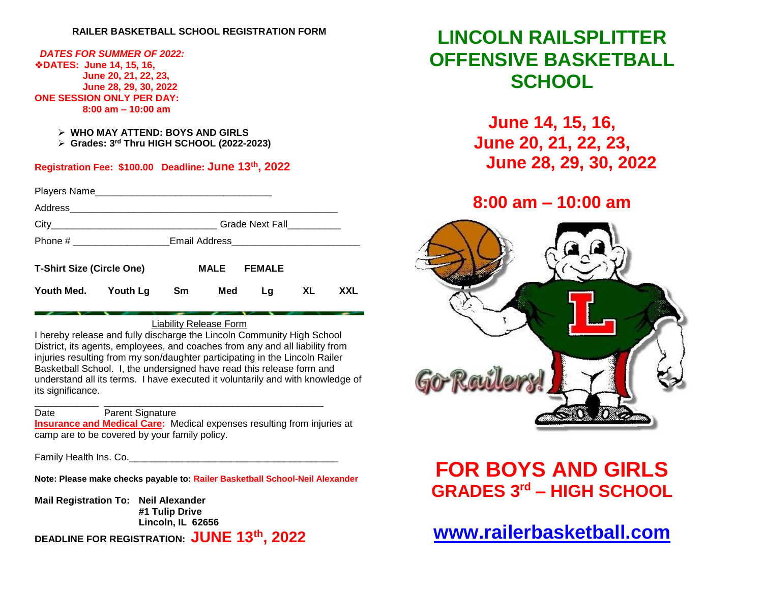## RAILER BASKETBALL SCHOOL REGISTRATION FORM

***DATES FOR SUMMER OF 2022:***

❖**DATES: June 14, 15, 16,**
**June 20, 21, 22, 23,**
**June 28, 29, 30, 2022**

**ONE SESSION ONLY PER DAY:**
**8:00 am – 10:00 am**

- **WHO MAY ATTEND: BOYS AND GIRLS**
- **Grades: 3rd Thru HIGH SCHOOL (2022-2023)**

**Registration Fee: $100.00 Deadline: June 13th, 2022**

Players Name_________________________________

Address__________________________________________________

City______________________________ Grade Next Fall__________

Phone # _________________Email Address______________________

**T-Shirt Size (Circle One) MALE FEMALE**

**Youth Med. Youth Lg Sm Med Lg XL XXL**

---

Liability Release Form

I hereby release and fully discharge the Lincoln Community High School District, its agents, employees, and coaches from any and all liability from injuries resulting from my son/daughter participating in the Lincoln Railer Basketball School. I, the undersigned have read this release form and understand all its terms. I have executed it voluntarily and with knowledge of its significance.

____________ ________________________________________

Date Parent Signature

**Insurance and Medical Care:** Medical expenses resulting from injuries at camp are to be covered by your family policy.

Family Health Ins. Co.______________________________________

**Note: Please make checks payable to: Railer Basketball School-Neil Alexander**

**Mail Registration To: Neil Alexander**
**#1 Tulip Drive**
**Lincoln, IL 62656**

**DEADLINE FOR REGISTRATION: JUNE 13th, 2022**

# LINCOLN RAILSPLITTER OFFENSIVE BASKETBALL SCHOOL

**June 14, 15, 16,**
**June 20, 21, 22, 23,**
**June 28, 29, 30, 2022**

**8:00 am – 10:00 am**

Go Railers!

**FOR BOYS AND GIRLS**
**GRADES 3rd – HIGH SCHOOL**

**www.railerbasketball.com**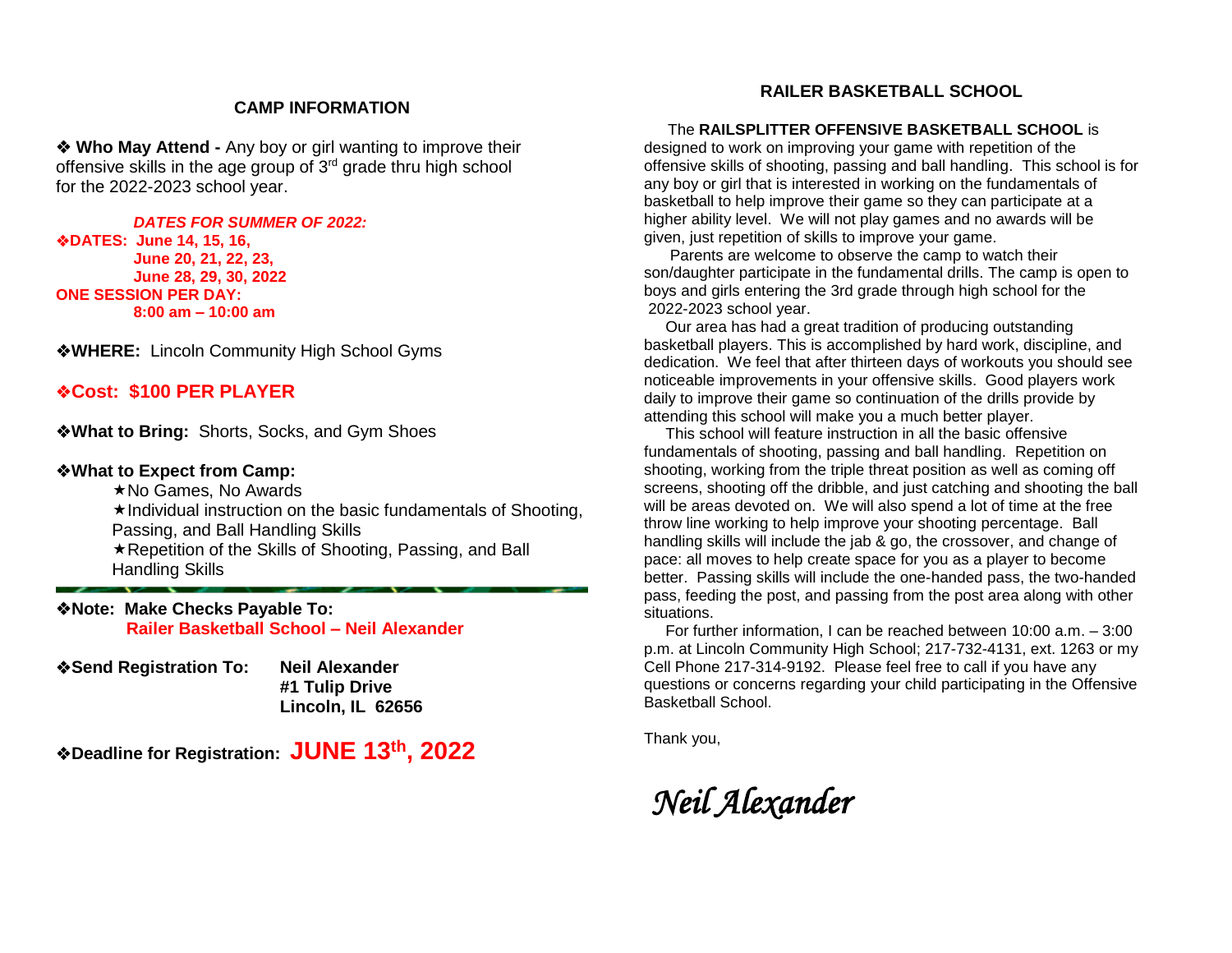## CAMP INFORMATION

❖ **Who May Attend -** Any boy or girl wanting to improve their offensive skills in the age group of 3rd grade thru high school for the 2022-2023 school year.

***DATES FOR SUMMER OF 2022:***

❖**DATES: June 14, 15, 16,**
**June 20, 21, 22, 23,**
**June 28, 29, 30, 2022**

**ONE SESSION PER DAY:**
**8:00 am – 10:00 am**

❖**WHERE:** Lincoln Community High School Gyms

❖**Cost: $100 PER PLAYER**

❖**What to Bring:** Shorts, Socks, and Gym Shoes

❖**What to Expect from Camp:**

- ★No Games, No Awards
- ★Individual instruction on the basic fundamentals of Shooting, Passing, and Ball Handling Skills
- ★Repetition of the Skills of Shooting, Passing, and Ball Handling Skills

❖**Note: Make Checks Payable To:**
**Railer Basketball School – Neil Alexander**

❖**Send Registration To:** **Neil Alexander**
**#1 Tulip Drive**
**Lincoln, IL 62656**

❖**Deadline for Registration: JUNE 13th, 2022**

## RAILER BASKETBALL SCHOOL

The **RAILSPLITTER OFFENSIVE BASKETBALL SCHOOL** is designed to work on improving your game with repetition of the offensive skills of shooting, passing and ball handling. This school is for any boy or girl that is interested in working on the fundamentals of basketball to help improve their game so they can participate at a higher ability level. We will not play games and no awards will be given, just repetition of skills to improve your game.

Parents are welcome to observe the camp to watch their son/daughter participate in the fundamental drills. The camp is open to boys and girls entering the 3rd grade through high school for the 2022-2023 school year.

Our area has had a great tradition of producing outstanding basketball players. This is accomplished by hard work, discipline, and dedication. We feel that after thirteen days of workouts you should see noticeable improvements in your offensive skills. Good players work daily to improve their game so continuation of the drills provide by attending this school will make you a much better player.

This school will feature instruction in all the basic offensive fundamentals of shooting, passing and ball handling. Repetition on shooting, working from the triple threat position as well as coming off screens, shooting off the dribble, and just catching and shooting the ball will be areas devoted on. We will also spend a lot of time at the free throw line working to help improve your shooting percentage. Ball handling skills will include the jab & go, the crossover, and change of pace: all moves to help create space for you as a player to become better. Passing skills will include the one-handed pass, the two-handed pass, feeding the post, and passing from the post area along with other situations.

For further information, I can be reached between 10:00 a.m. – 3:00 p.m. at Lincoln Community High School; 217-732-4131, ext. 1263 or my Cell Phone 217-314-9192. Please feel free to call if you have any questions or concerns regarding your child participating in the Offensive Basketball School.

Thank you,

*Neil Alexander*